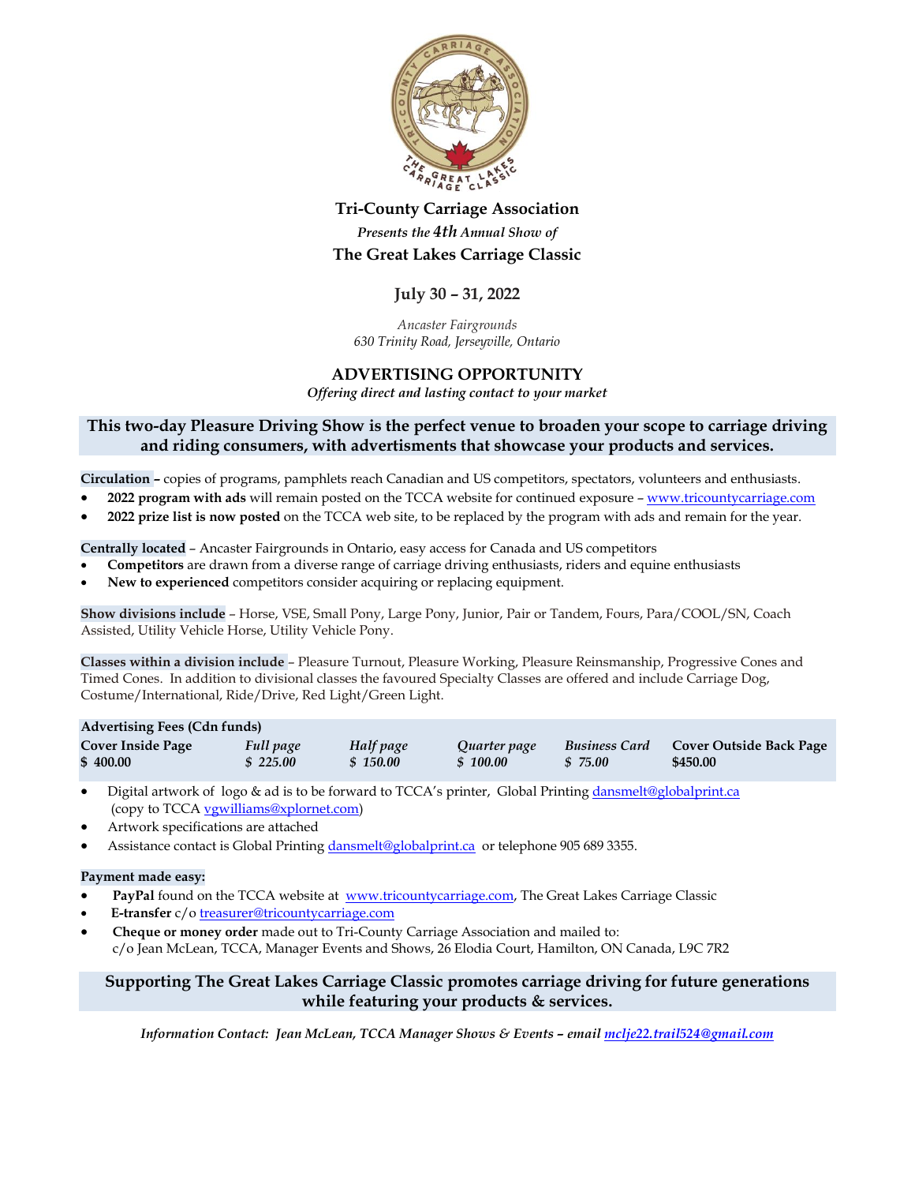# Tri-County Carriage Association

*Presents the 4th Annual Show of*

## The Great Lakes Carriage Classic

### July 30 – 31, 2022

*Ancaster Fairgrounds*
*630 Trinity Road, Jerseyville, Ontario*

## ADVERTISING OPPORTUNITY

*Offering direct and lasting contact to your market*

**This two-day Pleasure Driving Show is the perfect venue to broaden your scope to carriage driving and riding consumers, with advertisments that showcase your products and services.**

**Circulation –** copies of programs, pamphlets reach Canadian and US competitors, spectators, volunteers and enthusiasts.

- **2022 program with ads** will remain posted on the TCCA website for continued exposure – www.tricountycarriage.com
- **2022 prize list is now posted** on the TCCA web site, to be replaced by the program with ads and remain for the year.

**Centrally located** – Ancaster Fairgrounds in Ontario, easy access for Canada and US competitors

- **Competitors** are drawn from a diverse range of carriage driving enthusiasts, riders and equine enthusiasts
- **New to experienced** competitors consider acquiring or replacing equipment.

**Show divisions include** – Horse, VSE, Small Pony, Large Pony, Junior, Pair or Tandem, Fours, Para/COOL/SN, Coach Assisted, Utility Vehicle Horse, Utility Vehicle Pony.

**Classes within a division include** – Pleasure Turnout, Pleasure Working, Pleasure Reinsmanship, Progressive Cones and Timed Cones. In addition to divisional classes the favoured Specialty Classes are offered and include Carriage Dog, Costume/International, Ride/Drive, Red Light/Green Light.

**Advertising Fees (Cdn funds)**

| **Cover Inside Page** | ***Full page*** | ***Half page*** | ***Quarter page*** | ***Business Card*** | **Cover Outside Back Page** |
|---|---|---|---|---|---|
| **$ 400.00** | ***$ 225.00*** | ***$ 150.00*** | ***$ 100.00*** | ***$ 75.00*** | **$450.00** |

- Digital artwork of logo & ad is to be forward to TCCA's printer, Global Printing dansmelt@globalprint.ca (copy to TCCA vgwilliams@xplornet.com)
- Artwork specifications are attached
- Assistance contact is Global Printing dansmelt@globalprint.ca or telephone 905 689 3355.

**Payment made easy:**

- **PayPal** found on the TCCA website at www.tricountycarriage.com, The Great Lakes Carriage Classic
- **E-transfer** c/o treasurer@tricountycarriage.com
- **Cheque or money order** made out to Tri-County Carriage Association and mailed to:
  c/o Jean McLean, TCCA, Manager Events and Shows, 26 Elodia Court, Hamilton, ON Canada, L9C 7R2

**Supporting The Great Lakes Carriage Classic promotes carriage driving for future generations while featuring your products & services.**

***Information Contact: Jean McLean, TCCA Manager Shows & Events – email mclje22.trail524@gmail.com***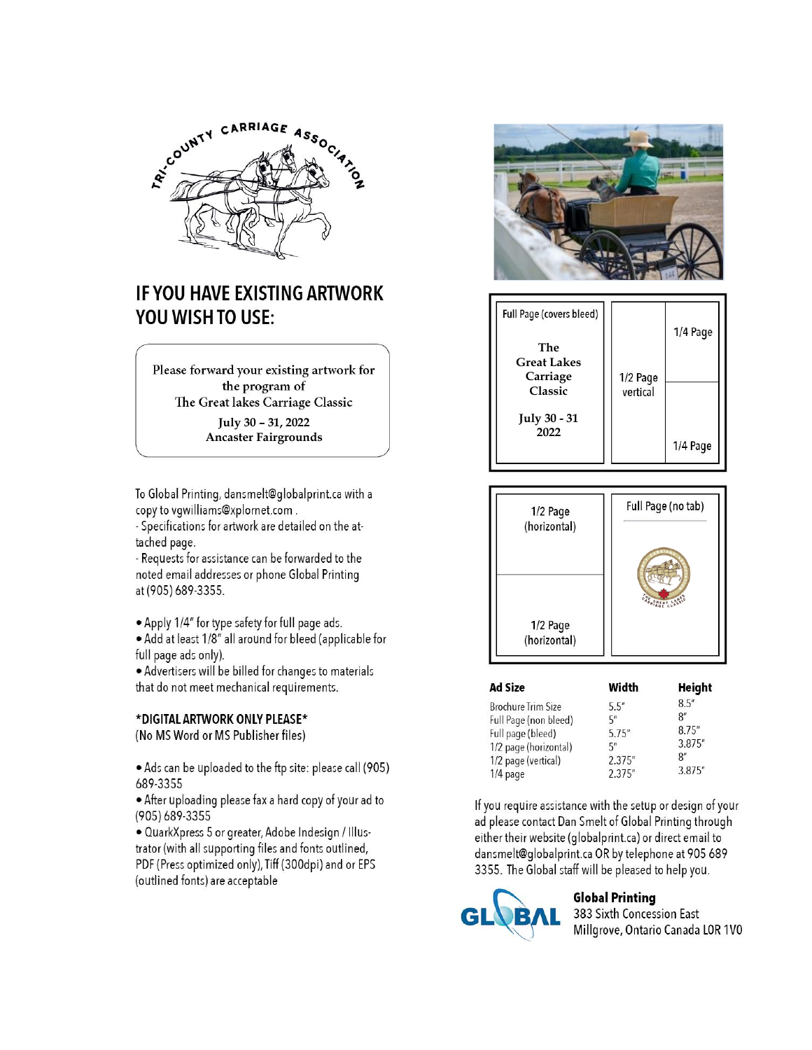TRI-COUNTY CARRIAGE ASSOCIATION

## IF YOU HAVE EXISTING ARTWORK YOU WISH TO USE:

Please forward your existing artwork for the program of The Great lakes Carriage Classic

**July 30 – 31, 2022**
**Ancaster Fairgrounds**

To Global Printing, dansmelt@globalprint.ca with a copy to vgwilliams@xplornet.com .

- Specifications for artwork are detailed on the attached page.
- Requests for assistance can be forwarded to the noted email addresses or phone Global Printing at (905) 689-3355.

- Apply 1/4" for type safety for full page ads.
- Add at least 1/8" all around for bleed (applicable for full page ads only).
- Advertisers will be billed for changes to materials that do not meet mechanical requirements.

**\*DIGITAL ARTWORK ONLY PLEASE\***
(No MS Word or MS Publisher files)

- Ads can be uploaded to the ftp site: please call (905) 689-3355
- After uploading please fax a hard copy of your ad to (905) 689-3355
- QuarkXpress 5 or greater, Adobe Indesign / Illustrator (with all supporting files and fonts outlined, PDF (Press optimized only), Tiff (300dpi) and or EPS (outlined fonts) are acceptable

Full Page (covers bleed)

The Great Lakes Carriage Classic

July 30 - 31 2022

1/2 Page vertical

1/4 Page

1/4 Page

1/2 Page (horizontal)

1/2 Page (horizontal)

Full Page (no tab)

| Ad Size | Width | Height |
|---|---|---|
| Brochure Trim Size | 5.5" | 8.5" |
| Full Page (non bleed) | 5" | 8" |
| Full page (bleed) | 5.75" | 8.75" |
| 1/2 page (horizontal) | 5" | 3.875" |
| 1/2 page (vertical) | 2.375" | 8" |
| 1/4 page | 2.375" | 3.875" |

If you require assistance with the setup or design of your ad please contact Dan Smelt of Global Printing through either their website (globalprint.ca) or direct email to dansmelt@globalprint.ca OR by telephone at 905 689 3355. The Global staff will be pleased to help you.

GLOBAL

**Global Printing**
383 Sixth Concession East
Millgrove, Ontario Canada L0R 1V0